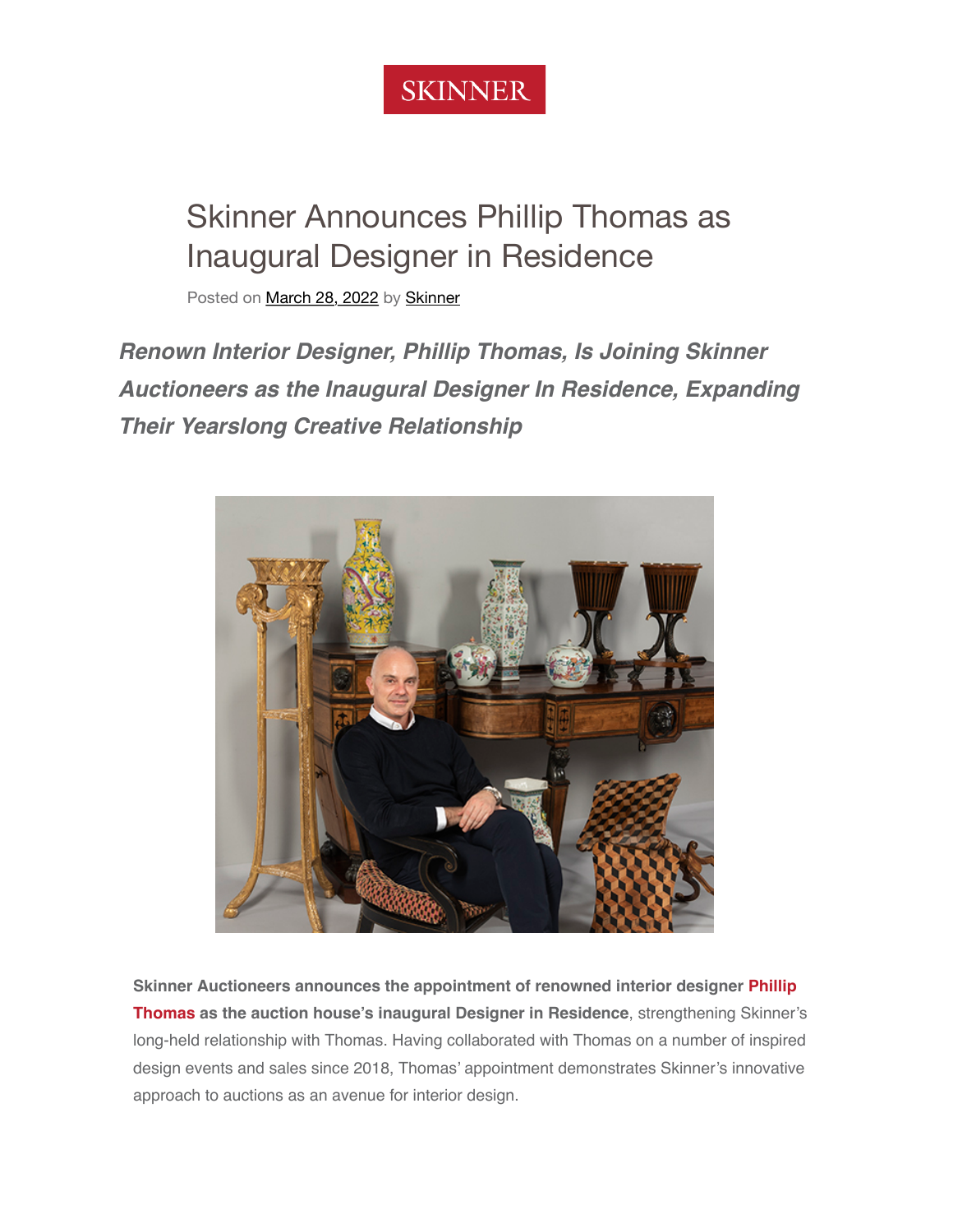SKINNER

# Skinner Announces Phillip Thomas as Inaugural Designer in Residence

Posted on March 28, 2022 by Skinner

***Renown Interior Designer, Phillip Thomas, Is Joining Skinner Auctioneers as the Inaugural Designer In Residence, Expanding Their Yearslong Creative Relationship***

**Skinner Auctioneers announces the appointment of renowned interior designer Phillip Thomas as the auction house's inaugural Designer in Residence**, strengthening Skinner's long-held relationship with Thomas. Having collaborated with Thomas on a number of inspired design events and sales since 2018, Thomas' appointment demonstrates Skinner's innovative approach to auctions as an avenue for interior design.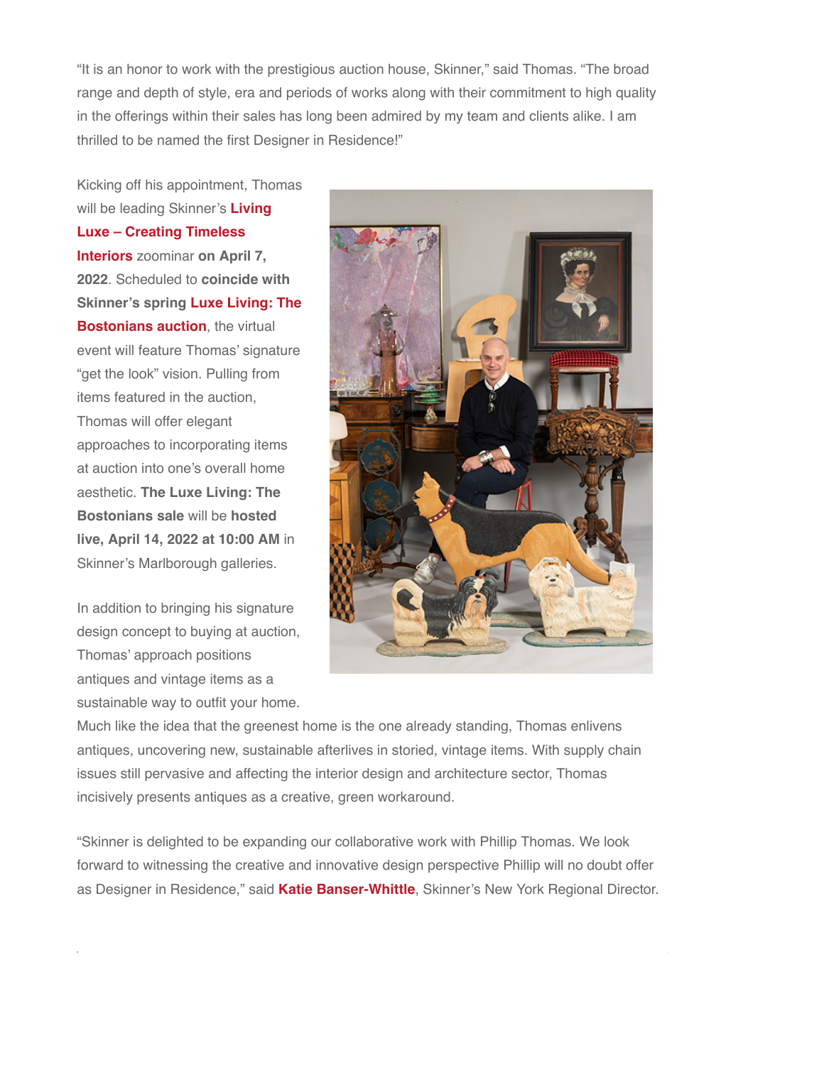"It is an honor to work with the prestigious auction house, Skinner," said Thomas. "The broad range and depth of style, era and periods of works along with their commitment to high quality in the offerings within their sales has long been admired by my team and clients alike. I am thrilled to be named the first Designer in Residence!"

Kicking off his appointment, Thomas will be leading Skinner's **Living Luxe – Creating Timeless Interiors** zoominar **on April 7, 2022**. Scheduled to **coincide with Skinner's spring Luxe Living: The Bostonians auction**, the virtual event will feature Thomas' signature "get the look" vision. Pulling from items featured in the auction, Thomas will offer elegant approaches to incorporating items at auction into one's overall home aesthetic. **The Luxe Living: The Bostonians sale** will be **hosted live, April 14, 2022 at 10:00 AM** in Skinner's Marlborough galleries.

In addition to bringing his signature design concept to buying at auction, Thomas' approach positions antiques and vintage items as a sustainable way to outfit your home. Much like the idea that the greenest home is the one already standing, Thomas enlivens antiques, uncovering new, sustainable afterlives in storied, vintage items. With supply chain issues still pervasive and affecting the interior design and architecture sector, Thomas incisively presents antiques as a creative, green workaround.

"Skinner is delighted to be expanding our collaborative work with Phillip Thomas. We look forward to witnessing the creative and innovative design perspective Phillip will no doubt offer as Designer in Residence," said **Katie Banser-Whittle**, Skinner's New York Regional Director.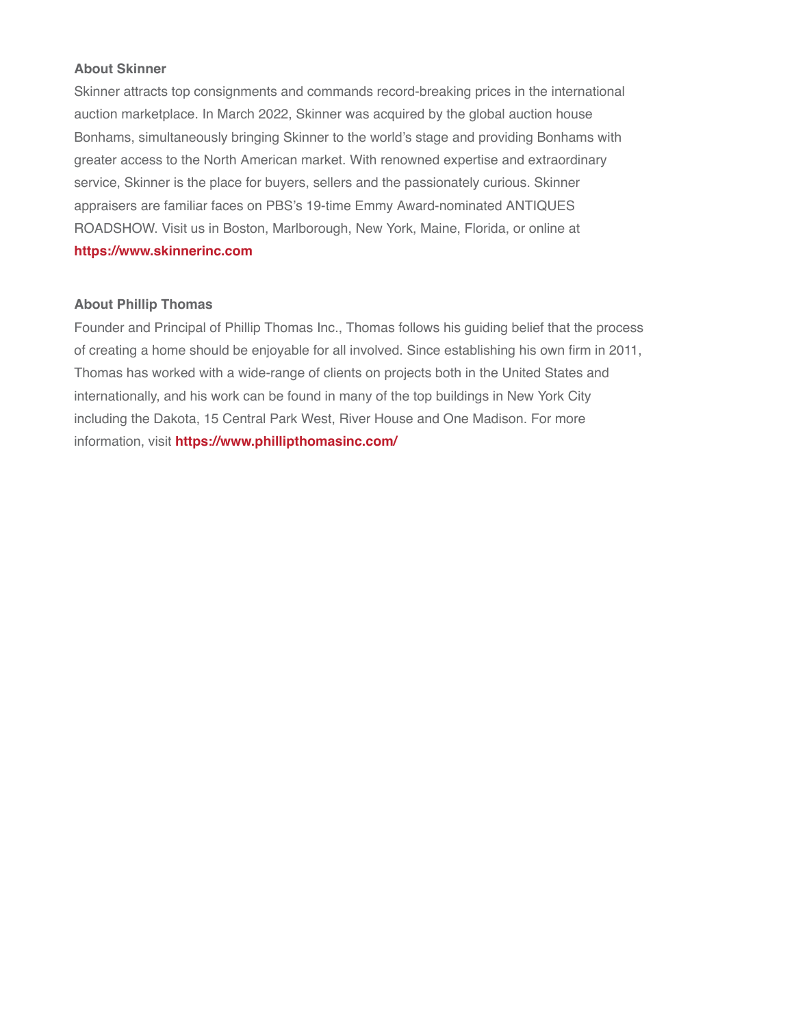**About Skinner**

Skinner attracts top consignments and commands record-breaking prices in the international auction marketplace. In March 2022, Skinner was acquired by the global auction house Bonhams, simultaneously bringing Skinner to the world's stage and providing Bonhams with greater access to the North American market. With renowned expertise and extraordinary service, Skinner is the place for buyers, sellers and the passionately curious. Skinner appraisers are familiar faces on PBS's 19-time Emmy Award-nominated ANTIQUES ROADSHOW. Visit us in Boston, Marlborough, New York, Maine, Florida, or online at **https://www.skinnerinc.com**

**About Phillip Thomas**

Founder and Principal of Phillip Thomas Inc., Thomas follows his guiding belief that the process of creating a home should be enjoyable for all involved. Since establishing his own firm in 2011, Thomas has worked with a wide-range of clients on projects both in the United States and internationally, and his work can be found in many of the top buildings in New York City including the Dakota, 15 Central Park West, River House and One Madison. For more information, visit **https://www.phillipthomasinc.com/**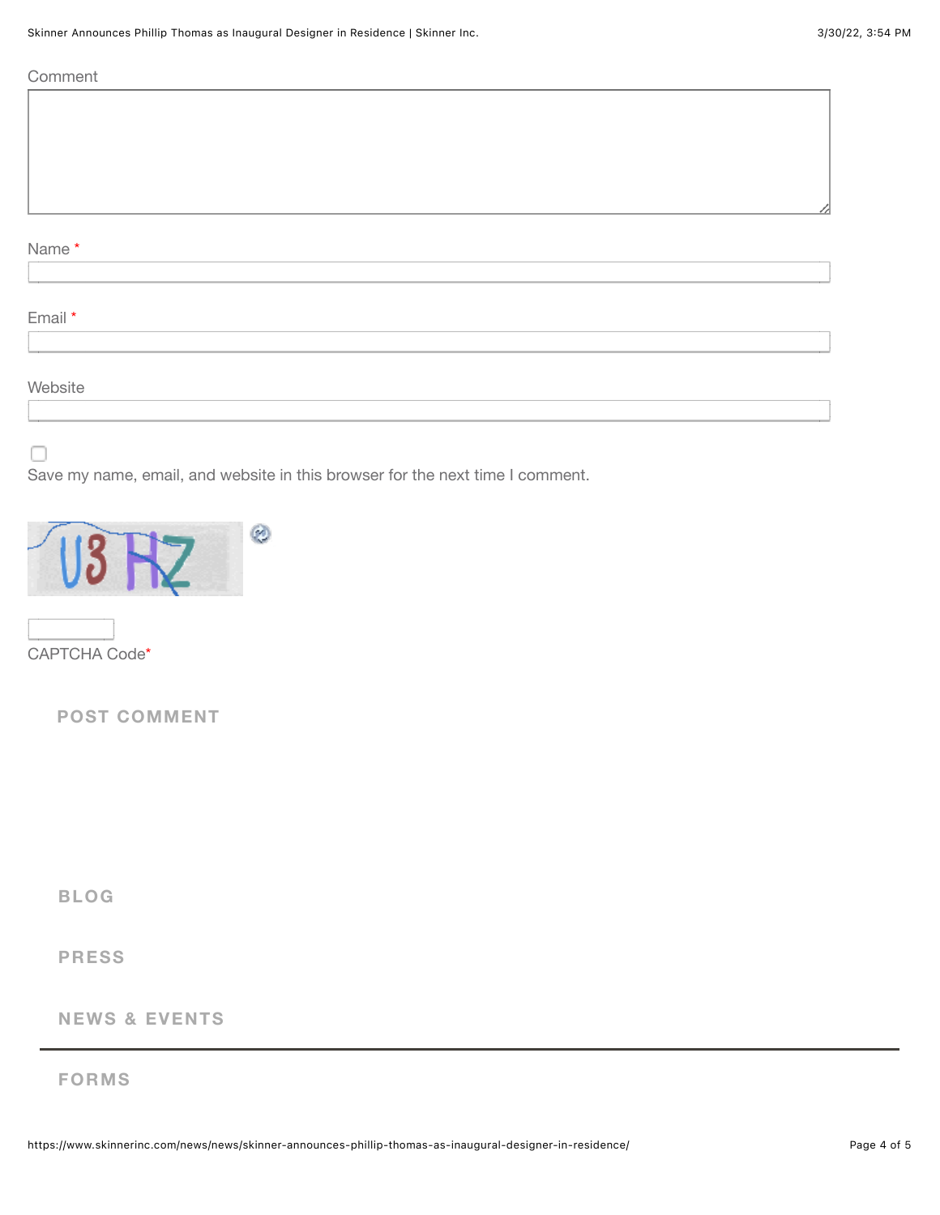Comment

Name *

Email *

Website

Save my name, email, and website in this browser for the next time I comment.

CAPTCHA Code*

POST COMMENT

BLOG

PRESS

NEWS & EVENTS

FORMS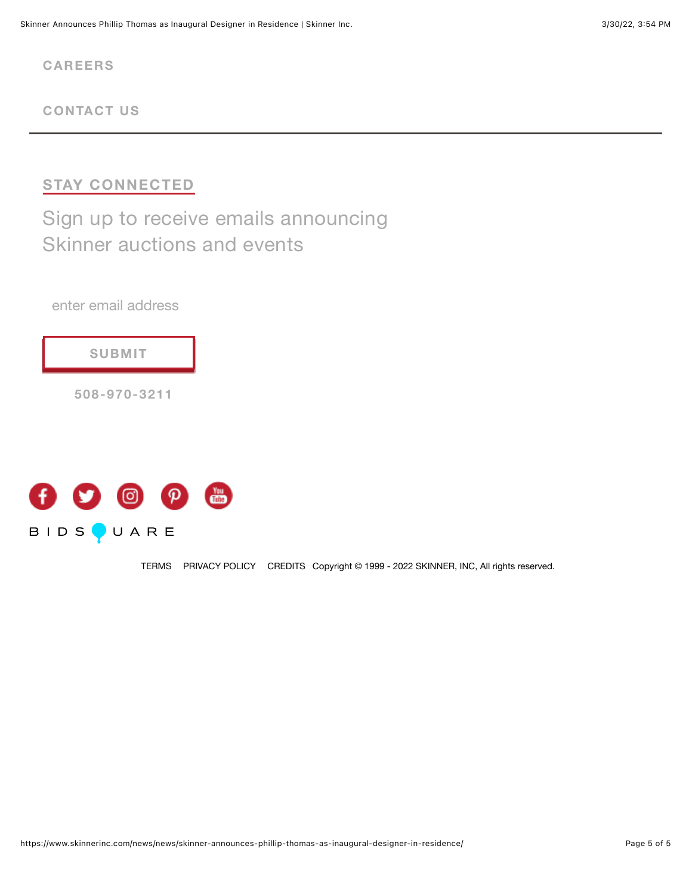CAREERS

CONTACT US

## STAY CONNECTED

Sign up to receive emails announcing Skinner auctions and events

enter email address

SUBMIT

508-970-3211

BIDSQUARE

TERMS PRIVACY POLICY CREDITS Copyright © 1999 - 2022 SKINNER, INC, All rights reserved.